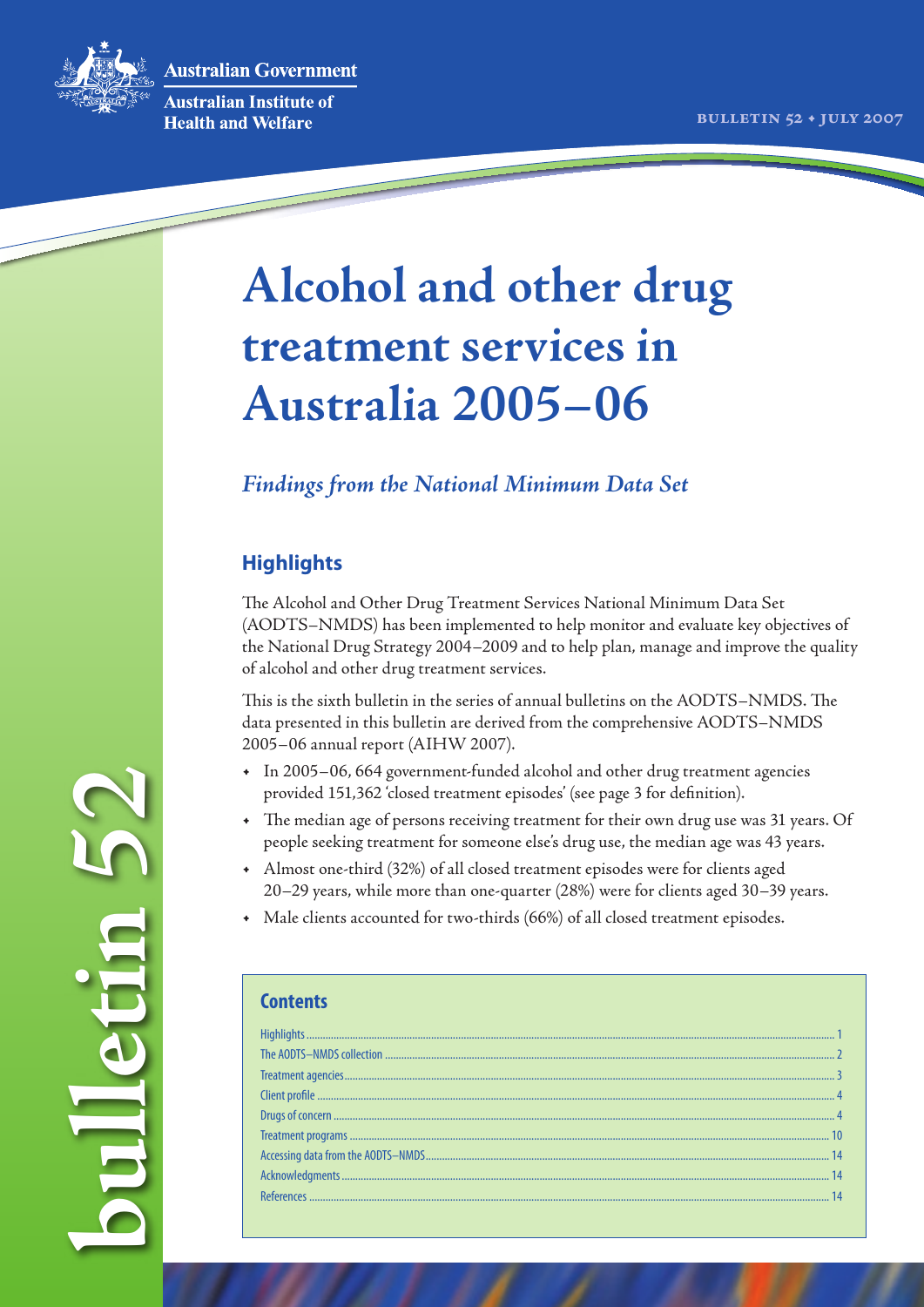Australian Government

Australian Institute of Health and Welfare

BULLETIN 52 • JULY 2007

# Alcohol and other drug treatment services in Australia 2005–06

*Findings from the National Minimum Data Set*

## Highlights

The Alcohol and Other Drug Treatment Services National Minimum Data Set (AODTS–NMDS) has been implemented to help monitor and evaluate key objectives of the National Drug Strategy 2004–2009 and to help plan, manage and improve the quality of alcohol and other drug treatment services.

This is the sixth bulletin in the series of annual bulletins on the AODTS–NMDS. The data presented in this bulletin are derived from the comprehensive AODTS–NMDS 2005–06 annual report (AIHW 2007).

- In 2005–06, 664 government-funded alcohol and other drug treatment agencies provided 151,362 'closed treatment episodes' (see page 3 for definition).
- The median age of persons receiving treatment for their own drug use was 31 years. Of people seeking treatment for someone else's drug use, the median age was 43 years.
- Almost one-third (32%) of all closed treatment episodes were for clients aged 20–29 years, while more than one-quarter (28%) were for clients aged 30–39 years.
- Male clients accounted for two-thirds (66%) of all closed treatment episodes.

## Contents

| | |
|---|---|
| Highlights | 1 |
| The AODTS–NMDS collection | 2 |
| Treatment agencies | 3 |
| Client profile | 4 |
| Drugs of concern | 4 |
| Treatment programs | 10 |
| Accessing data from the AODTS–NMDS | 14 |
| Acknowledgments | 14 |
| References | 14 |

bulletin 52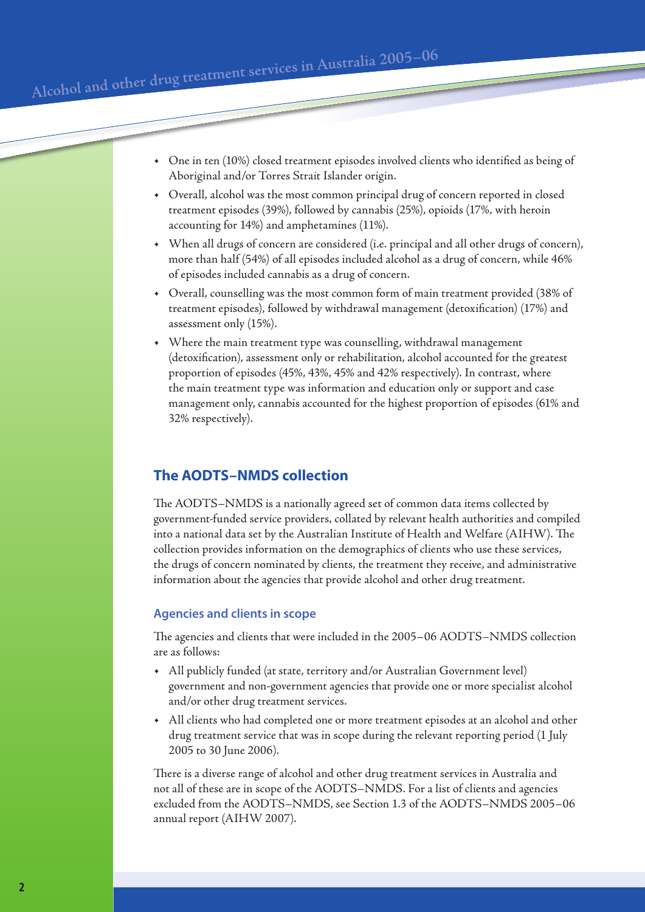- One in ten (10%) closed treatment episodes involved clients who identified as being of Aboriginal and/or Torres Strait Islander origin.
- Overall, alcohol was the most common principal drug of concern reported in closed treatment episodes (39%), followed by cannabis (25%), opioids (17%, with heroin accounting for 14%) and amphetamines (11%).
- When all drugs of concern are considered (i.e. principal and all other drugs of concern), more than half (54%) of all episodes included alcohol as a drug of concern, while 46% of episodes included cannabis as a drug of concern.
- Overall, counselling was the most common form of main treatment provided (38% of treatment episodes), followed by withdrawal management (detoxification) (17%) and assessment only (15%).
- Where the main treatment type was counselling, withdrawal management (detoxification), assessment only or rehabilitation, alcohol accounted for the greatest proportion of episodes (45%, 43%, 45% and 42% respectively). In contrast, where the main treatment type was information and education only or support and case management only, cannabis accounted for the highest proportion of episodes (61% and 32% respectively).

## The AODTS–NMDS collection

The AODTS–NMDS is a nationally agreed set of common data items collected by government-funded service providers, collated by relevant health authorities and compiled into a national data set by the Australian Institute of Health and Welfare (AIHW). The collection provides information on the demographics of clients who use these services, the drugs of concern nominated by clients, the treatment they receive, and administrative information about the agencies that provide alcohol and other drug treatment.

### Agencies and clients in scope

The agencies and clients that were included in the 2005–06 AODTS–NMDS collection are as follows:

- All publicly funded (at state, territory and/or Australian Government level) government and non-government agencies that provide one or more specialist alcohol and/or other drug treatment services.
- All clients who had completed one or more treatment episodes at an alcohol and other drug treatment service that was in scope during the relevant reporting period (1 July 2005 to 30 June 2006).

There is a diverse range of alcohol and other drug treatment services in Australia and not all of these are in scope of the AODTS–NMDS. For a list of clients and agencies excluded from the AODTS–NMDS, see Section 1.3 of the AODTS–NMDS 2005–06 annual report (AIHW 2007).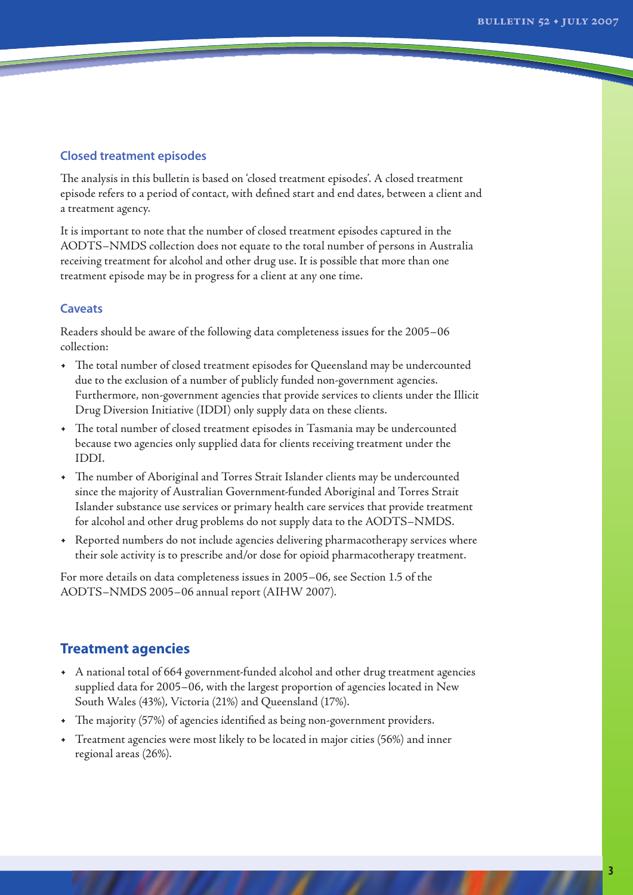### Closed treatment episodes

The analysis in this bulletin is based on 'closed treatment episodes'. A closed treatment episode refers to a period of contact, with defined start and end dates, between a client and a treatment agency.

It is important to note that the number of closed treatment episodes captured in the AODTS–NMDS collection does not equate to the total number of persons in Australia receiving treatment for alcohol and other drug use. It is possible that more than one treatment episode may be in progress for a client at any one time.

### Caveats

Readers should be aware of the following data completeness issues for the 2005–06 collection:

- The total number of closed treatment episodes for Queensland may be undercounted due to the exclusion of a number of publicly funded non-government agencies. Furthermore, non-government agencies that provide services to clients under the Illicit Drug Diversion Initiative (IDDI) only supply data on these clients.
- The total number of closed treatment episodes in Tasmania may be undercounted because two agencies only supplied data for clients receiving treatment under the IDDI.
- The number of Aboriginal and Torres Strait Islander clients may be undercounted since the majority of Australian Government-funded Aboriginal and Torres Strait Islander substance use services or primary health care services that provide treatment for alcohol and other drug problems do not supply data to the AODTS–NMDS.
- Reported numbers do not include agencies delivering pharmacotherapy services where their sole activity is to prescribe and/or dose for opioid pharmacotherapy treatment.

For more details on data completeness issues in 2005–06, see Section 1.5 of the AODTS–NMDS 2005–06 annual report (AIHW 2007).

## Treatment agencies

- A national total of 664 government-funded alcohol and other drug treatment agencies supplied data for 2005–06, with the largest proportion of agencies located in New South Wales (43%), Victoria (21%) and Queensland (17%).
- The majority (57%) of agencies identified as being non-government providers.
- Treatment agencies were most likely to be located in major cities (56%) and inner regional areas (26%).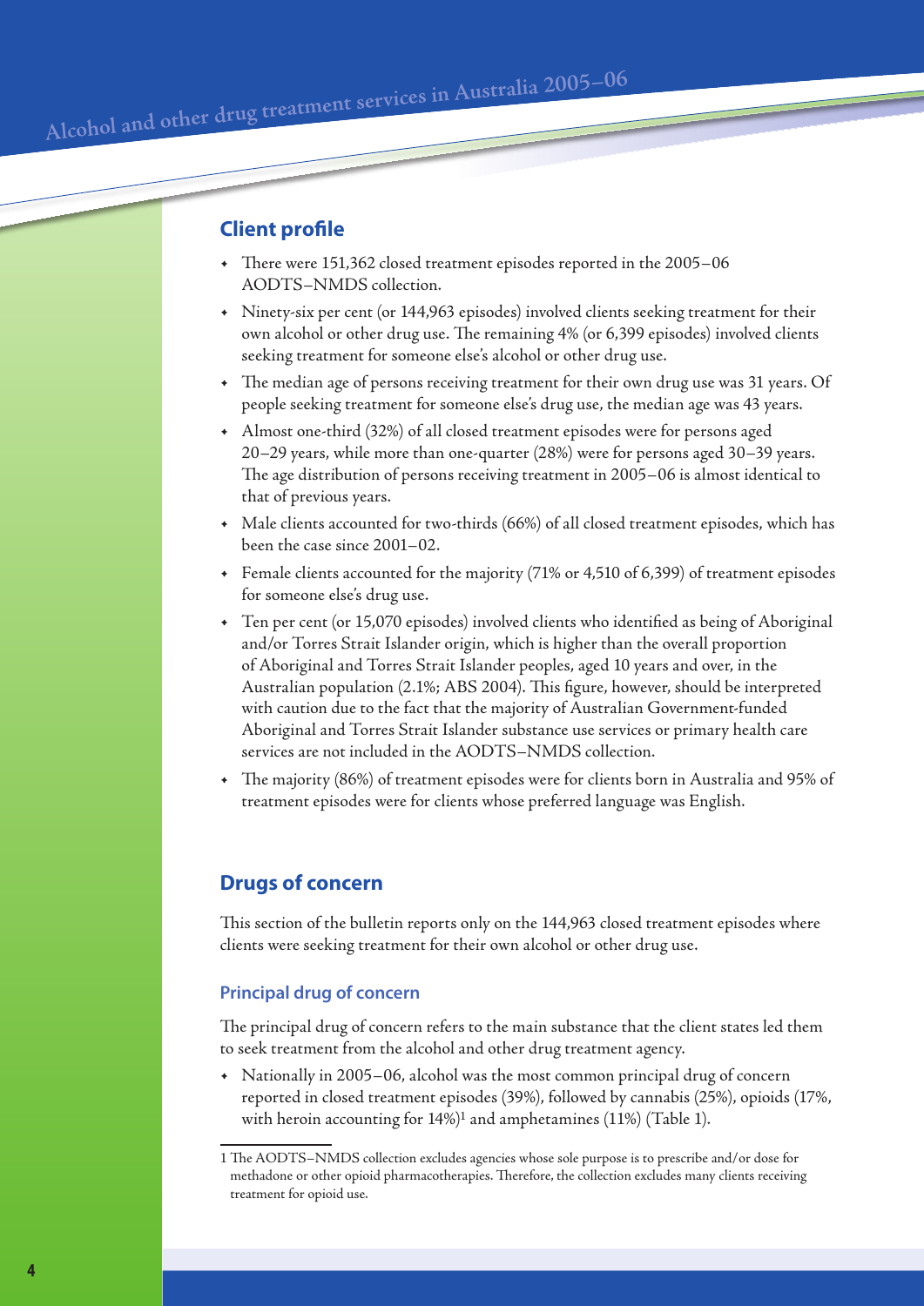## Client profile

- There were 151,362 closed treatment episodes reported in the 2005–06 AODTS–NMDS collection.
- Ninety-six per cent (or 144,963 episodes) involved clients seeking treatment for their own alcohol or other drug use. The remaining 4% (or 6,399 episodes) involved clients seeking treatment for someone else's alcohol or other drug use.
- The median age of persons receiving treatment for their own drug use was 31 years. Of people seeking treatment for someone else's drug use, the median age was 43 years.
- Almost one-third (32%) of all closed treatment episodes were for persons aged 20–29 years, while more than one-quarter (28%) were for persons aged 30–39 years. The age distribution of persons receiving treatment in 2005–06 is almost identical to that of previous years.
- Male clients accounted for two-thirds (66%) of all closed treatment episodes, which has been the case since 2001–02.
- Female clients accounted for the majority (71% or 4,510 of 6,399) of treatment episodes for someone else's drug use.
- Ten per cent (or 15,070 episodes) involved clients who identified as being of Aboriginal and/or Torres Strait Islander origin, which is higher than the overall proportion of Aboriginal and Torres Strait Islander peoples, aged 10 years and over, in the Australian population (2.1%; ABS 2004). This figure, however, should be interpreted with caution due to the fact that the majority of Australian Government-funded Aboriginal and Torres Strait Islander substance use services or primary health care services are not included in the AODTS–NMDS collection.
- The majority (86%) of treatment episodes were for clients born in Australia and 95% of treatment episodes were for clients whose preferred language was English.

## Drugs of concern

This section of the bulletin reports only on the 144,963 closed treatment episodes where clients were seeking treatment for their own alcohol or other drug use.

### Principal drug of concern

The principal drug of concern refers to the main substance that the client states led them to seek treatment from the alcohol and other drug treatment agency.

- Nationally in 2005–06, alcohol was the most common principal drug of concern reported in closed treatment episodes (39%), followed by cannabis (25%), opioids (17%, with heroin accounting for 14%)[1] and amphetamines (11%) (Table 1).

1 The AODTS–NMDS collection excludes agencies whose sole purpose is to prescribe and/or dose for methadone or other opioid pharmacotherapies. Therefore, the collection excludes many clients receiving treatment for opioid use.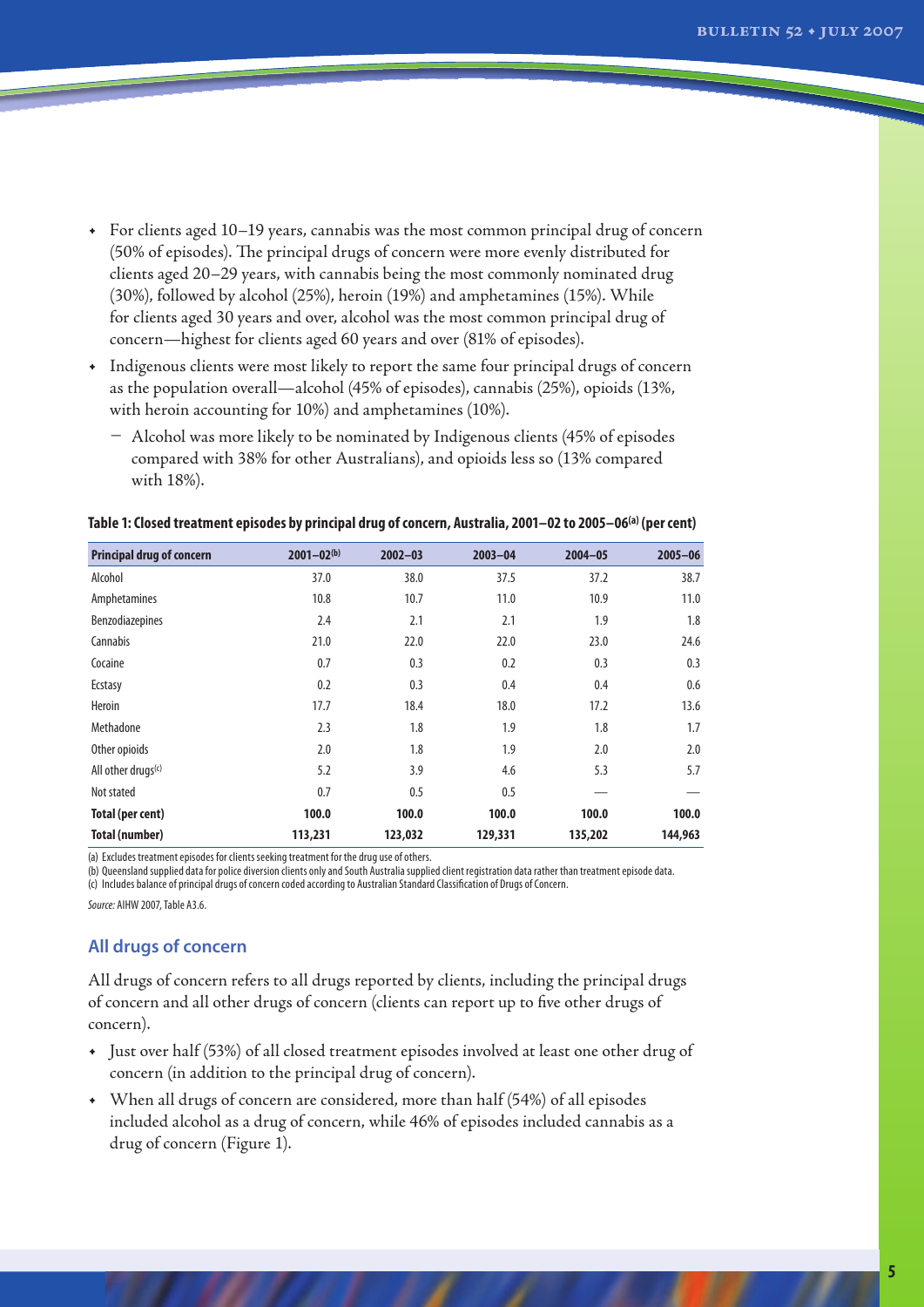- For clients aged 10–19 years, cannabis was the most common principal drug of concern (50% of episodes). The principal drugs of concern were more evenly distributed for clients aged 20–29 years, with cannabis being the most commonly nominated drug (30%), followed by alcohol (25%), heroin (19%) and amphetamines (15%). While for clients aged 30 years and over, alcohol was the most common principal drug of concern—highest for clients aged 60 years and over (81% of episodes).
- Indigenous clients were most likely to report the same four principal drugs of concern as the population overall—alcohol (45% of episodes), cannabis (25%), opioids (13%, with heroin accounting for 10%) and amphetamines (10%).
  - Alcohol was more likely to be nominated by Indigenous clients (45% of episodes compared with 38% for other Australians), and opioids less so (13% compared with 18%).

**Table 1: Closed treatment episodes by principal drug of concern, Australia, 2001–02 to 2005–06[(a)] (per cent)**

| Principal drug of concern | 2001–02[(b)] | 2002–03 | 2003–04 | 2004–05 | 2005–06 |
|---|---|---|---|---|---|
| Alcohol | 37.0 | 38.0 | 37.5 | 37.2 | 38.7 |
| Amphetamines | 10.8 | 10.7 | 11.0 | 10.9 | 11.0 |
| Benzodiazepines | 2.4 | 2.1 | 2.1 | 1.9 | 1.8 |
| Cannabis | 21.0 | 22.0 | 22.0 | 23.0 | 24.6 |
| Cocaine | 0.7 | 0.3 | 0.2 | 0.3 | 0.3 |
| Ecstasy | 0.2 | 0.3 | 0.4 | 0.4 | 0.6 |
| Heroin | 17.7 | 18.4 | 18.0 | 17.2 | 13.6 |
| Methadone | 2.3 | 1.8 | 1.9 | 1.8 | 1.7 |
| Other opioids | 2.0 | 1.8 | 1.9 | 2.0 | 2.0 |
| All other drugs[(c)] | 5.2 | 3.9 | 4.6 | 5.3 | 5.7 |
| Not stated | 0.7 | 0.5 | 0.5 | — | — |
| **Total (per cent)** | **100.0** | **100.0** | **100.0** | **100.0** | **100.0** |
| **Total (number)** | **113,231** | **123,032** | **129,331** | **135,202** | **144,963** |

(a) Excludes treatment episodes for clients seeking treatment for the drug use of others.
(b) Queensland supplied data for police diversion clients only and South Australia supplied client registration data rather than treatment episode data.
(c) Includes balance of principal drugs of concern coded according to Australian Standard Classification of Drugs of Concern.

*Source:* AIHW 2007, Table A3.6.

## All drugs of concern

All drugs of concern refers to all drugs reported by clients, including the principal drugs of concern and all other drugs of concern (clients can report up to five other drugs of concern).

- Just over half (53%) of all closed treatment episodes involved at least one other drug of concern (in addition to the principal drug of concern).
- When all drugs of concern are considered, more than half (54%) of all episodes included alcohol as a drug of concern, while 46% of episodes included cannabis as a drug of concern (Figure 1).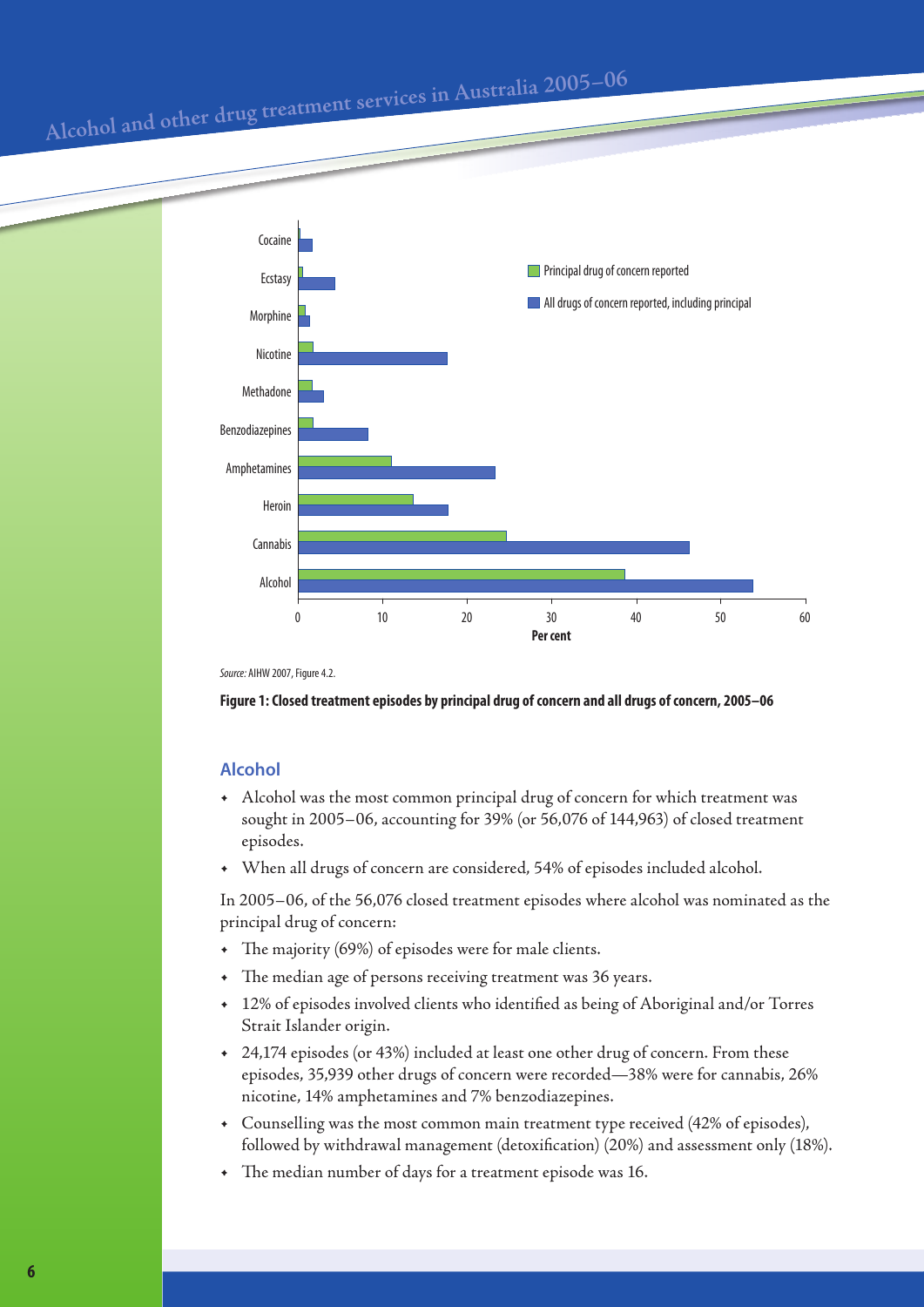Source: AIHW 2007, Figure 4.2.

**Figure 1: Closed treatment episodes by principal drug of concern and all drugs of concern, 2005–06**

## Alcohol

- Alcohol was the most common principal drug of concern for which treatment was sought in 2005–06, accounting for 39% (or 56,076 of 144,963) of closed treatment episodes.
- When all drugs of concern are considered, 54% of episodes included alcohol.

In 2005–06, of the 56,076 closed treatment episodes where alcohol was nominated as the principal drug of concern:

- The majority (69%) of episodes were for male clients.
- The median age of persons receiving treatment was 36 years.
- 12% of episodes involved clients who identified as being of Aboriginal and/or Torres Strait Islander origin.
- 24,174 episodes (or 43%) included at least one other drug of concern. From these episodes, 35,939 other drugs of concern were recorded—38% were for cannabis, 26% nicotine, 14% amphetamines and 7% benzodiazepines.
- Counselling was the most common main treatment type received (42% of episodes), followed by withdrawal management (detoxification) (20%) and assessment only (18%).
- The median number of days for a treatment episode was 16.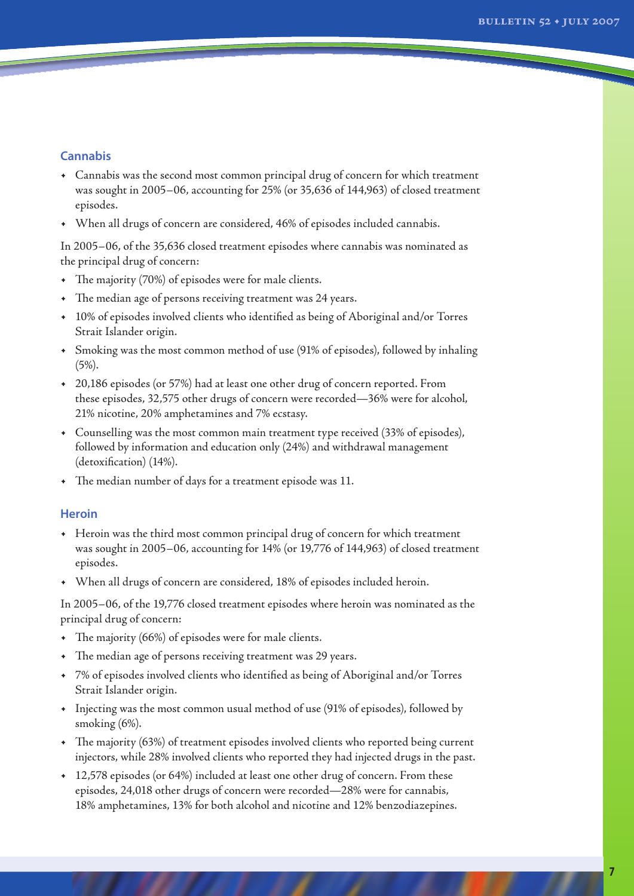## Cannabis

- Cannabis was the second most common principal drug of concern for which treatment was sought in 2005–06, accounting for 25% (or 35,636 of 144,963) of closed treatment episodes.
- When all drugs of concern are considered, 46% of episodes included cannabis.

In 2005–06, of the 35,636 closed treatment episodes where cannabis was nominated as the principal drug of concern:

- The majority (70%) of episodes were for male clients.
- The median age of persons receiving treatment was 24 years.
- 10% of episodes involved clients who identified as being of Aboriginal and/or Torres Strait Islander origin.
- Smoking was the most common method of use (91% of episodes), followed by inhaling (5%).
- 20,186 episodes (or 57%) had at least one other drug of concern reported. From these episodes, 32,575 other drugs of concern were recorded—36% were for alcohol, 21% nicotine, 20% amphetamines and 7% ecstasy.
- Counselling was the most common main treatment type received (33% of episodes), followed by information and education only (24%) and withdrawal management (detoxification) (14%).
- The median number of days for a treatment episode was 11.

## Heroin

- Heroin was the third most common principal drug of concern for which treatment was sought in 2005–06, accounting for 14% (or 19,776 of 144,963) of closed treatment episodes.
- When all drugs of concern are considered, 18% of episodes included heroin.

In 2005–06, of the 19,776 closed treatment episodes where heroin was nominated as the principal drug of concern:

- The majority (66%) of episodes were for male clients.
- The median age of persons receiving treatment was 29 years.
- 7% of episodes involved clients who identified as being of Aboriginal and/or Torres Strait Islander origin.
- Injecting was the most common usual method of use (91% of episodes), followed by smoking (6%).
- The majority (63%) of treatment episodes involved clients who reported being current injectors, while 28% involved clients who reported they had injected drugs in the past.
- 12,578 episodes (or 64%) included at least one other drug of concern. From these episodes, 24,018 other drugs of concern were recorded—28% were for cannabis, 18% amphetamines, 13% for both alcohol and nicotine and 12% benzodiazepines.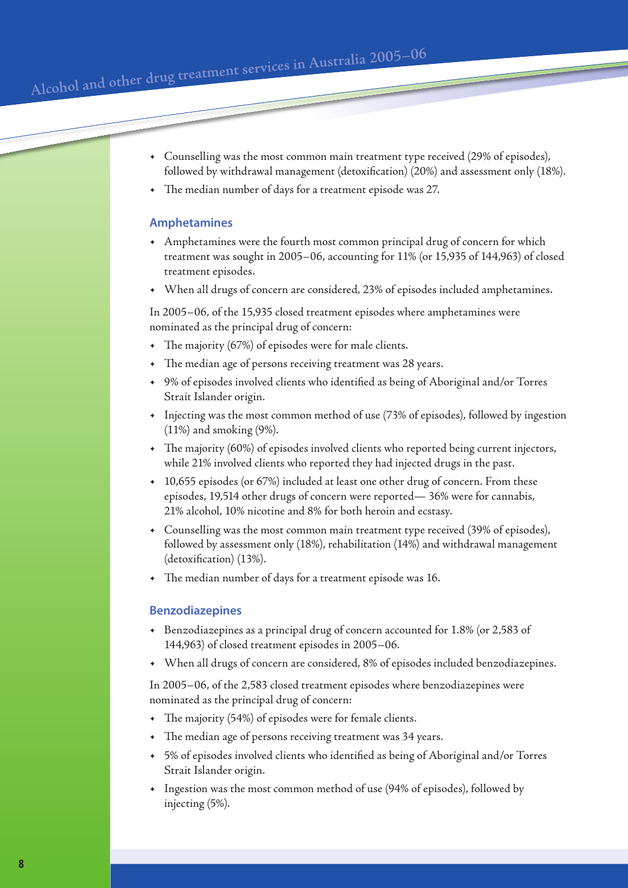- Counselling was the most common main treatment type received (29% of episodes), followed by withdrawal management (detoxification) (20%) and assessment only (18%).
- The median number of days for a treatment episode was 27.

### Amphetamines

- Amphetamines were the fourth most common principal drug of concern for which treatment was sought in 2005–06, accounting for 11% (or 15,935 of 144,963) of closed treatment episodes.
- When all drugs of concern are considered, 23% of episodes included amphetamines.

In 2005–06, of the 15,935 closed treatment episodes where amphetamines were nominated as the principal drug of concern:

- The majority (67%) of episodes were for male clients.
- The median age of persons receiving treatment was 28 years.
- 9% of episodes involved clients who identified as being of Aboriginal and/or Torres Strait Islander origin.
- Injecting was the most common method of use (73% of episodes), followed by ingestion (11%) and smoking (9%).
- The majority (60%) of episodes involved clients who reported being current injectors, while 21% involved clients who reported they had injected drugs in the past.
- 10,655 episodes (or 67%) included at least one other drug of concern. From these episodes, 19,514 other drugs of concern were reported— 36% were for cannabis, 21% alcohol, 10% nicotine and 8% for both heroin and ecstasy.
- Counselling was the most common main treatment type received (39% of episodes), followed by assessment only (18%), rehabilitation (14%) and withdrawal management (detoxification) (13%).
- The median number of days for a treatment episode was 16.

### Benzodiazepines

- Benzodiazepines as a principal drug of concern accounted for 1.8% (or 2,583 of 144,963) of closed treatment episodes in 2005–06.
- When all drugs of concern are considered, 8% of episodes included benzodiazepines.

In 2005–06, of the 2,583 closed treatment episodes where benzodiazepines were nominated as the principal drug of concern:

- The majority (54%) of episodes were for female clients.
- The median age of persons receiving treatment was 34 years.
- 5% of episodes involved clients who identified as being of Aboriginal and/or Torres Strait Islander origin.
- Ingestion was the most common method of use (94% of episodes), followed by injecting (5%).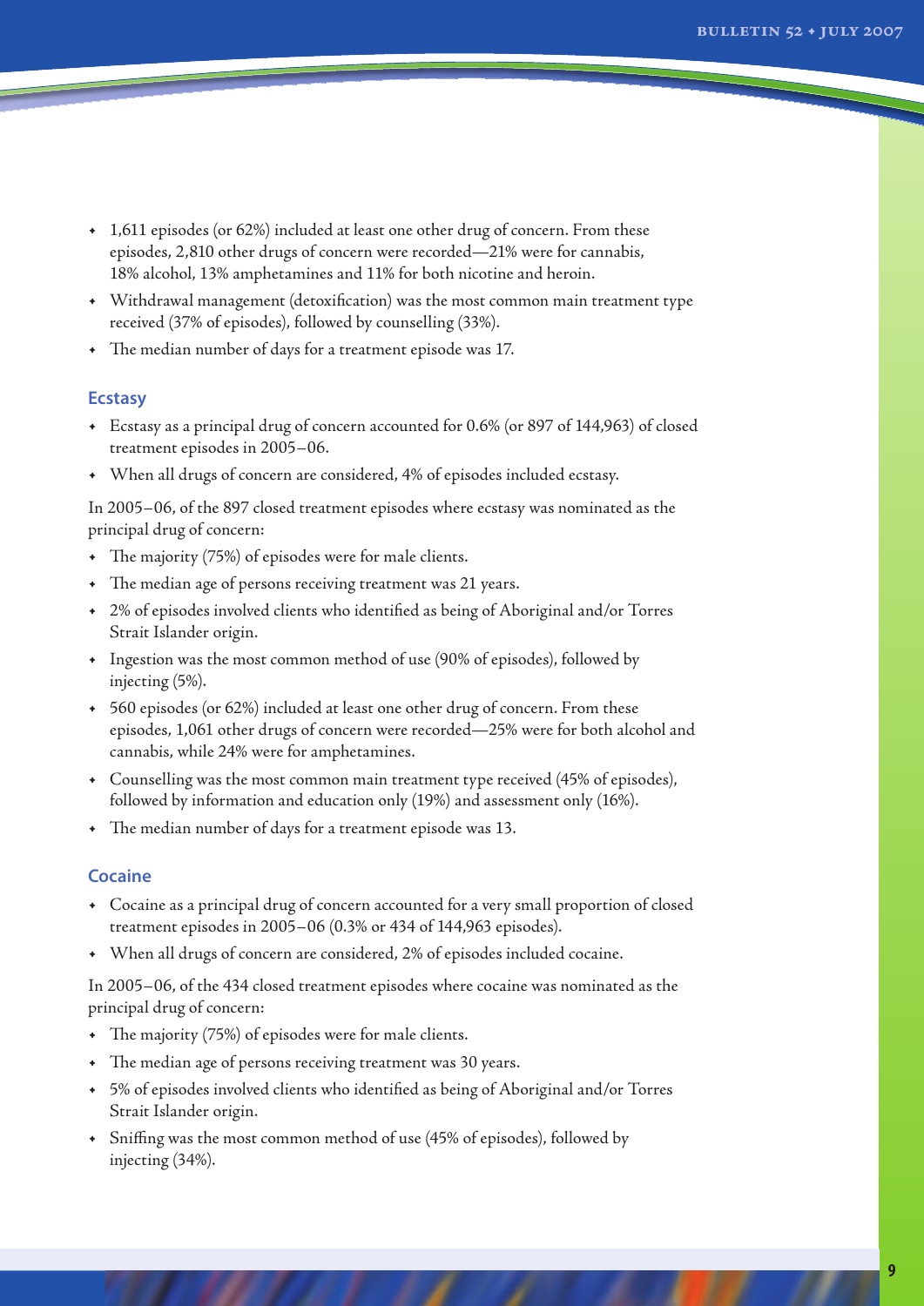- 1,611 episodes (or 62%) included at least one other drug of concern. From these episodes, 2,810 other drugs of concern were recorded—21% were for cannabis, 18% alcohol, 13% amphetamines and 11% for both nicotine and heroin.
- Withdrawal management (detoxification) was the most common main treatment type received (37% of episodes), followed by counselling (33%).
- The median number of days for a treatment episode was 17.

### Ecstasy

- Ecstasy as a principal drug of concern accounted for 0.6% (or 897 of 144,963) of closed treatment episodes in 2005–06.
- When all drugs of concern are considered, 4% of episodes included ecstasy.

In 2005–06, of the 897 closed treatment episodes where ecstasy was nominated as the principal drug of concern:

- The majority (75%) of episodes were for male clients.
- The median age of persons receiving treatment was 21 years.
- 2% of episodes involved clients who identified as being of Aboriginal and/or Torres Strait Islander origin.
- Ingestion was the most common method of use (90% of episodes), followed by injecting (5%).
- 560 episodes (or 62%) included at least one other drug of concern. From these episodes, 1,061 other drugs of concern were recorded—25% were for both alcohol and cannabis, while 24% were for amphetamines.
- Counselling was the most common main treatment type received (45% of episodes), followed by information and education only (19%) and assessment only (16%).
- The median number of days for a treatment episode was 13.

### Cocaine

- Cocaine as a principal drug of concern accounted for a very small proportion of closed treatment episodes in 2005–06 (0.3% or 434 of 144,963 episodes).
- When all drugs of concern are considered, 2% of episodes included cocaine.

In 2005–06, of the 434 closed treatment episodes where cocaine was nominated as the principal drug of concern:

- The majority (75%) of episodes were for male clients.
- The median age of persons receiving treatment was 30 years.
- 5% of episodes involved clients who identified as being of Aboriginal and/or Torres Strait Islander origin.
- Sniffing was the most common method of use (45% of episodes), followed by injecting (34%).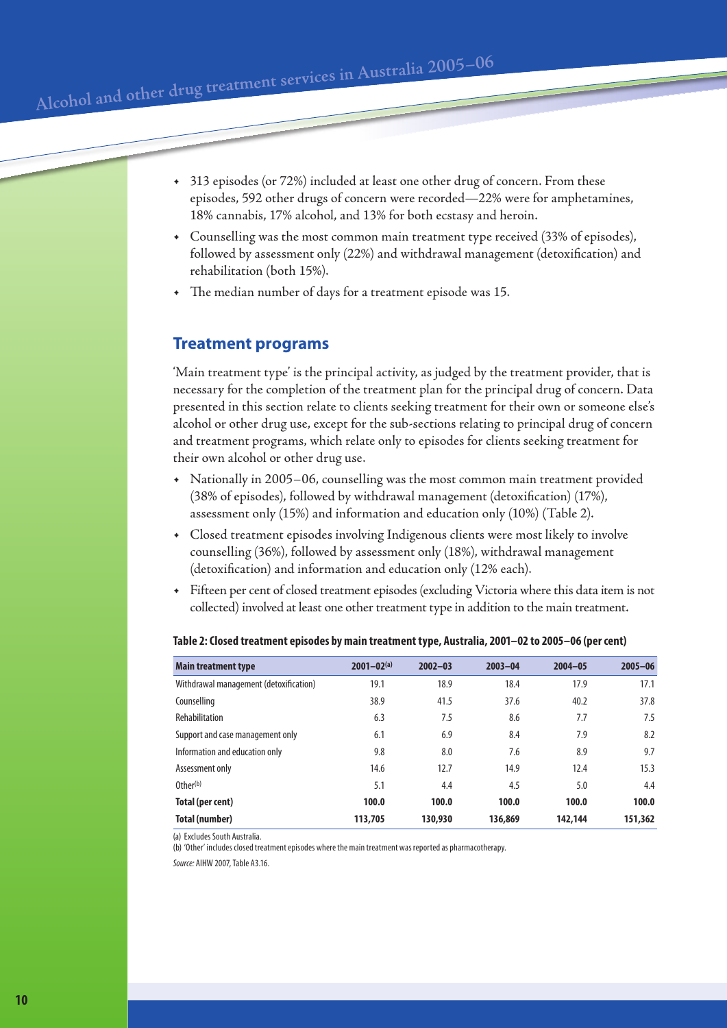- 313 episodes (or 72%) included at least one other drug of concern. From these episodes, 592 other drugs of concern were recorded—22% were for amphetamines, 18% cannabis, 17% alcohol, and 13% for both ecstasy and heroin.
- Counselling was the most common main treatment type received (33% of episodes), followed by assessment only (22%) and withdrawal management (detoxification) and rehabilitation (both 15%).
- The median number of days for a treatment episode was 15.

## Treatment programs

'Main treatment type' is the principal activity, as judged by the treatment provider, that is necessary for the completion of the treatment plan for the principal drug of concern. Data presented in this section relate to clients seeking treatment for their own or someone else's alcohol or other drug use, except for the sub-sections relating to principal drug of concern and treatment programs, which relate only to episodes for clients seeking treatment for their own alcohol or other drug use.

- Nationally in 2005–06, counselling was the most common main treatment provided (38% of episodes), followed by withdrawal management (detoxification) (17%), assessment only (15%) and information and education only (10%) (Table 2).
- Closed treatment episodes involving Indigenous clients were most likely to involve counselling (36%), followed by assessment only (18%), withdrawal management (detoxification) and information and education only (12% each).
- Fifteen per cent of closed treatment episodes (excluding Victoria where this data item is not collected) involved at least one other treatment type in addition to the main treatment.

**Table 2: Closed treatment episodes by main treatment type, Australia, 2001–02 to 2005–06 (per cent)**

| Main treatment type | 2001–02[(a)] | 2002–03 | 2003–04 | 2004–05 | 2005–06 |
|---|---|---|---|---|---|
| Withdrawal management (detoxification) | 19.1 | 18.9 | 18.4 | 17.9 | 17.1 |
| Counselling | 38.9 | 41.5 | 37.6 | 40.2 | 37.8 |
| Rehabilitation | 6.3 | 7.5 | 8.6 | 7.7 | 7.5 |
| Support and case management only | 6.1 | 6.9 | 8.4 | 7.9 | 8.2 |
| Information and education only | 9.8 | 8.0 | 7.6 | 8.9 | 9.7 |
| Assessment only | 14.6 | 12.7 | 14.9 | 12.4 | 15.3 |
| Other[(b)] | 5.1 | 4.4 | 4.5 | 5.0 | 4.4 |
| **Total (per cent)** | **100.0** | **100.0** | **100.0** | **100.0** | **100.0** |
| **Total (number)** | **113,705** | **130,930** | **136,869** | **142,144** | **151,362** |

(a) Excludes South Australia.

(b) 'Other' includes closed treatment episodes where the main treatment was reported as pharmacotherapy.

*Source:* AIHW 2007, Table A3.16.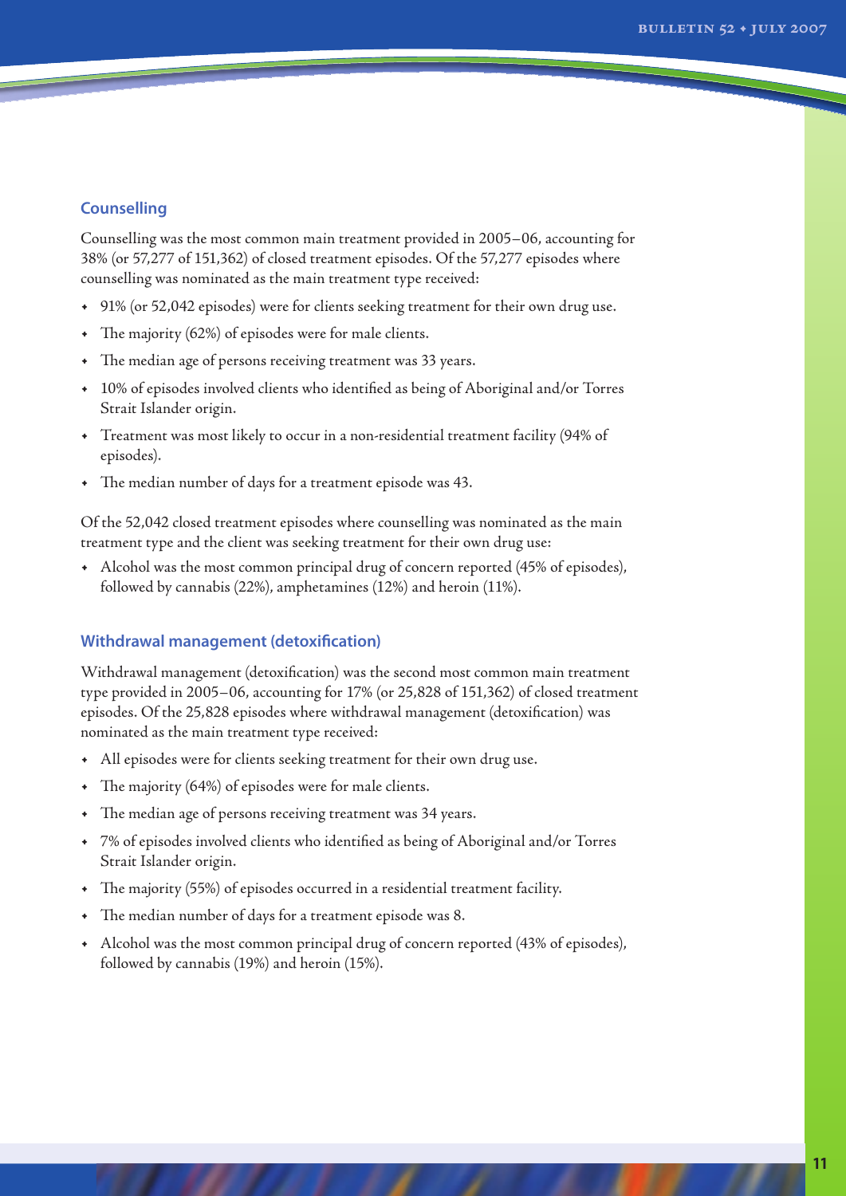### Counselling

Counselling was the most common main treatment provided in 2005–06, accounting for 38% (or 57,277 of 151,362) of closed treatment episodes. Of the 57,277 episodes where counselling was nominated as the main treatment type received:

- 91% (or 52,042 episodes) were for clients seeking treatment for their own drug use.
- The majority (62%) of episodes were for male clients.
- The median age of persons receiving treatment was 33 years.
- 10% of episodes involved clients who identified as being of Aboriginal and/or Torres Strait Islander origin.
- Treatment was most likely to occur in a non-residential treatment facility (94% of episodes).
- The median number of days for a treatment episode was 43.

Of the 52,042 closed treatment episodes where counselling was nominated as the main treatment type and the client was seeking treatment for their own drug use:

- Alcohol was the most common principal drug of concern reported (45% of episodes), followed by cannabis (22%), amphetamines (12%) and heroin (11%).

### Withdrawal management (detoxification)

Withdrawal management (detoxification) was the second most common main treatment type provided in 2005–06, accounting for 17% (or 25,828 of 151,362) of closed treatment episodes. Of the 25,828 episodes where withdrawal management (detoxification) was nominated as the main treatment type received:

- All episodes were for clients seeking treatment for their own drug use.
- The majority (64%) of episodes were for male clients.
- The median age of persons receiving treatment was 34 years.
- 7% of episodes involved clients who identified as being of Aboriginal and/or Torres Strait Islander origin.
- The majority (55%) of episodes occurred in a residential treatment facility.
- The median number of days for a treatment episode was 8.
- Alcohol was the most common principal drug of concern reported (43% of episodes), followed by cannabis (19%) and heroin (15%).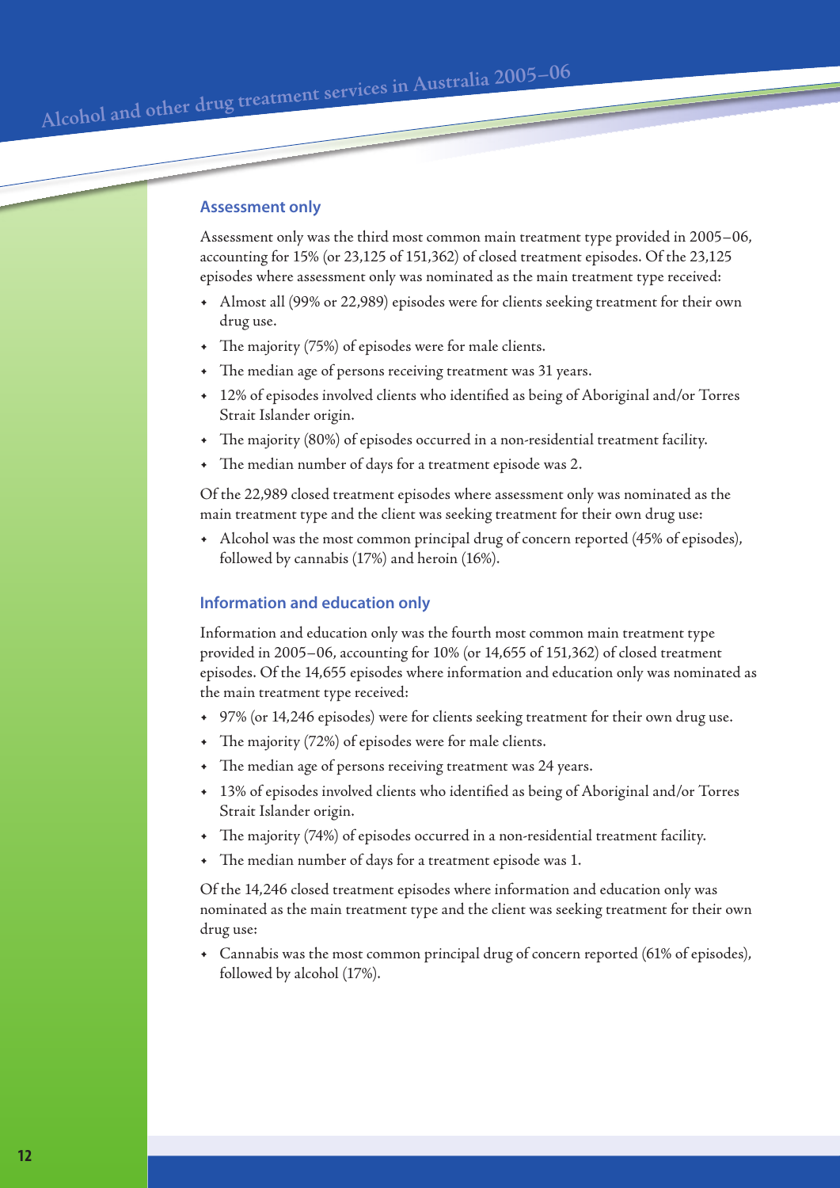### Assessment only

Assessment only was the third most common main treatment type provided in 2005–06, accounting for 15% (or 23,125 of 151,362) of closed treatment episodes. Of the 23,125 episodes where assessment only was nominated as the main treatment type received:

- Almost all (99% or 22,989) episodes were for clients seeking treatment for their own drug use.
- The majority (75%) of episodes were for male clients.
- The median age of persons receiving treatment was 31 years.
- 12% of episodes involved clients who identified as being of Aboriginal and/or Torres Strait Islander origin.
- The majority (80%) of episodes occurred in a non-residential treatment facility.
- The median number of days for a treatment episode was 2.

Of the 22,989 closed treatment episodes where assessment only was nominated as the main treatment type and the client was seeking treatment for their own drug use:

- Alcohol was the most common principal drug of concern reported (45% of episodes), followed by cannabis (17%) and heroin (16%).

### Information and education only

Information and education only was the fourth most common main treatment type provided in 2005–06, accounting for 10% (or 14,655 of 151,362) of closed treatment episodes. Of the 14,655 episodes where information and education only was nominated as the main treatment type received:

- 97% (or 14,246 episodes) were for clients seeking treatment for their own drug use.
- The majority (72%) of episodes were for male clients.
- The median age of persons receiving treatment was 24 years.
- 13% of episodes involved clients who identified as being of Aboriginal and/or Torres Strait Islander origin.
- The majority (74%) of episodes occurred in a non-residential treatment facility.
- The median number of days for a treatment episode was 1.

Of the 14,246 closed treatment episodes where information and education only was nominated as the main treatment type and the client was seeking treatment for their own drug use:

- Cannabis was the most common principal drug of concern reported (61% of episodes), followed by alcohol (17%).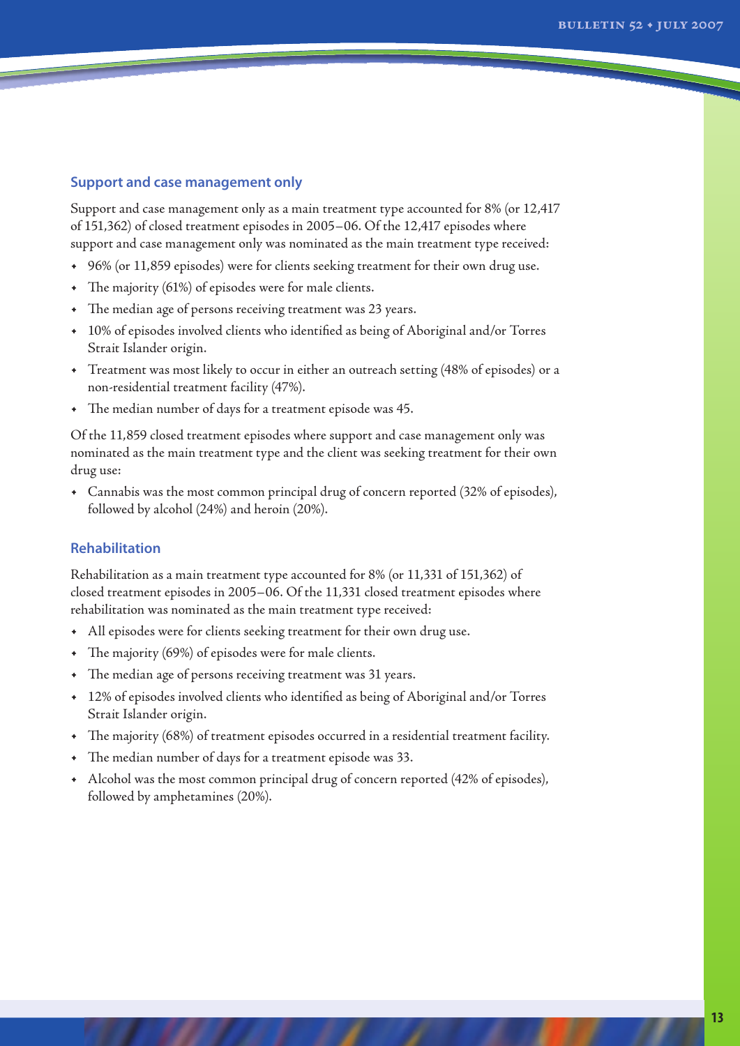## Support and case management only

Support and case management only as a main treatment type accounted for 8% (or 12,417 of 151,362) of closed treatment episodes in 2005–06. Of the 12,417 episodes where support and case management only was nominated as the main treatment type received:

- 96% (or 11,859 episodes) were for clients seeking treatment for their own drug use.
- The majority (61%) of episodes were for male clients.
- The median age of persons receiving treatment was 23 years.
- 10% of episodes involved clients who identified as being of Aboriginal and/or Torres Strait Islander origin.
- Treatment was most likely to occur in either an outreach setting (48% of episodes) or a non-residential treatment facility (47%).
- The median number of days for a treatment episode was 45.

Of the 11,859 closed treatment episodes where support and case management only was nominated as the main treatment type and the client was seeking treatment for their own drug use:

- Cannabis was the most common principal drug of concern reported (32% of episodes), followed by alcohol (24%) and heroin (20%).

## Rehabilitation

Rehabilitation as a main treatment type accounted for 8% (or 11,331 of 151,362) of closed treatment episodes in 2005–06. Of the 11,331 closed treatment episodes where rehabilitation was nominated as the main treatment type received:

- All episodes were for clients seeking treatment for their own drug use.
- The majority (69%) of episodes were for male clients.
- The median age of persons receiving treatment was 31 years.
- 12% of episodes involved clients who identified as being of Aboriginal and/or Torres Strait Islander origin.
- The majority (68%) of treatment episodes occurred in a residential treatment facility.
- The median number of days for a treatment episode was 33.
- Alcohol was the most common principal drug of concern reported (42% of episodes), followed by amphetamines (20%).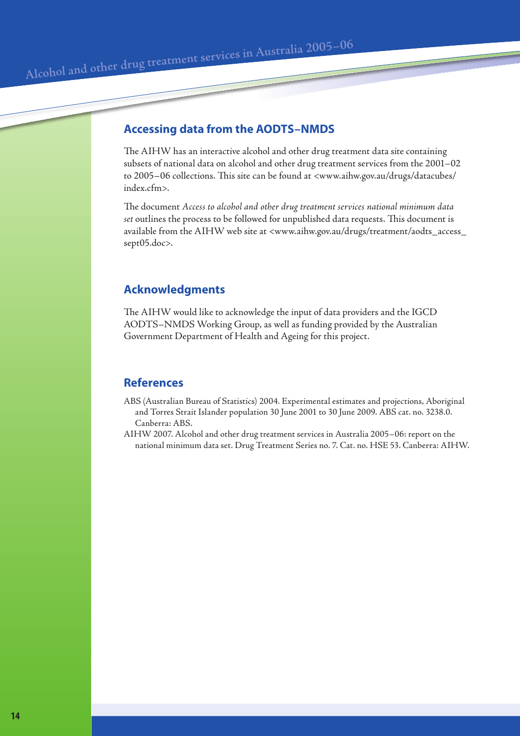## Accessing data from the AODTS–NMDS

The AIHW has an interactive alcohol and other drug treatment data site containing subsets of national data on alcohol and other drug treatment services from the 2001–02 to 2005–06 collections. This site can be found at <www.aihw.gov.au/drugs/datacubes/index.cfm>.

The document *Access to alcohol and other drug treatment services national minimum data set* outlines the process to be followed for unpublished data requests. This document is available from the AIHW web site at <www.aihw.gov.au/drugs/treatment/aodts_access_sept05.doc>.

## Acknowledgments

The AIHW would like to acknowledge the input of data providers and the IGCD AODTS–NMDS Working Group, as well as funding provided by the Australian Government Department of Health and Ageing for this project.

## References

ABS (Australian Bureau of Statistics) 2004. Experimental estimates and projections, Aboriginal and Torres Strait Islander population 30 June 2001 to 30 June 2009. ABS cat. no. 3238.0. Canberra: ABS.

AIHW 2007. Alcohol and other drug treatment services in Australia 2005–06: report on the national minimum data set. Drug Treatment Series no. 7. Cat. no. HSE 53. Canberra: AIHW.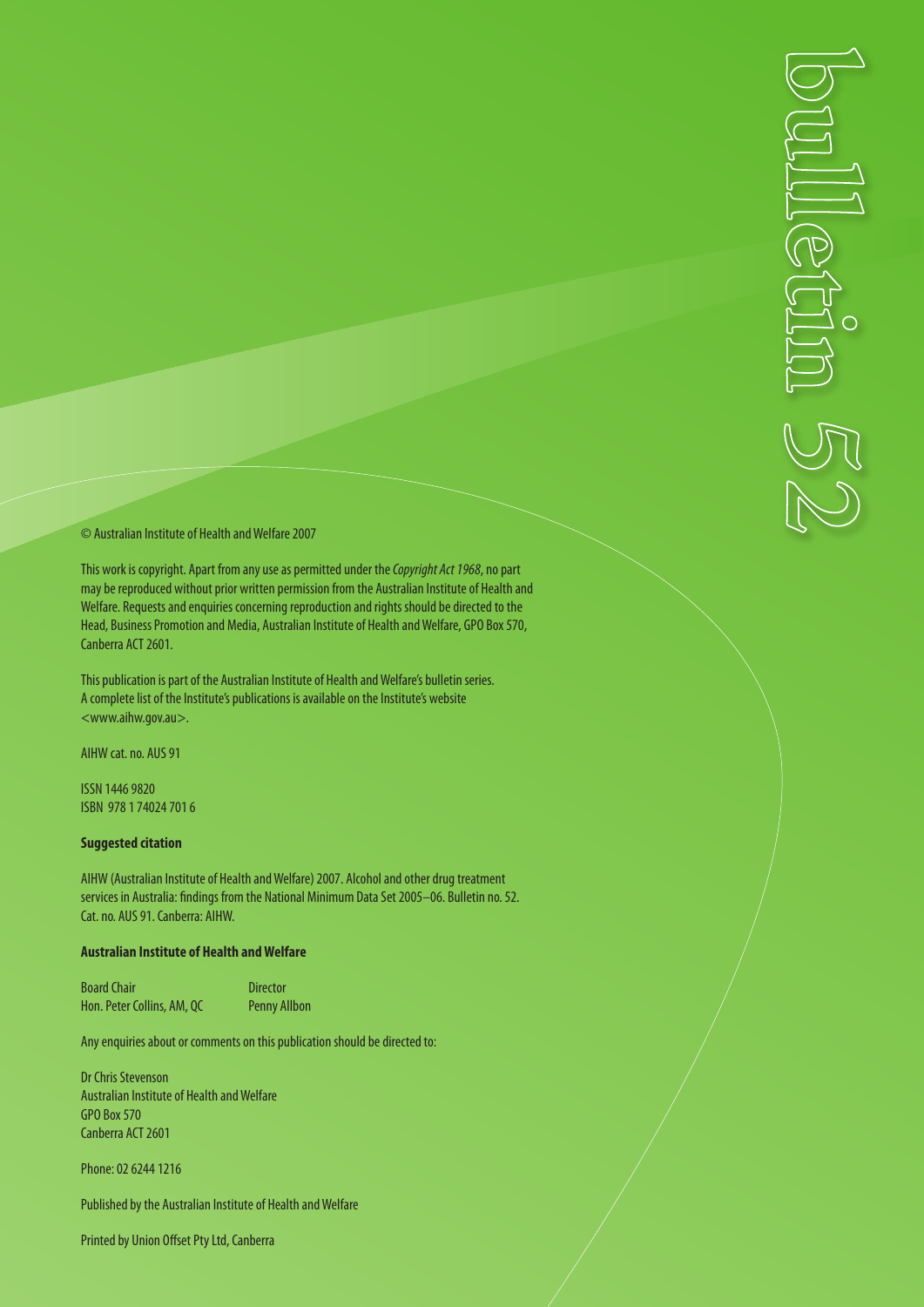bulletin 52

© Australian Institute of Health and Welfare 2007

This work is copyright. Apart from any use as permitted under the *Copyright Act 1968*, no part may be reproduced without prior written permission from the Australian Institute of Health and Welfare. Requests and enquiries concerning reproduction and rights should be directed to the Head, Business Promotion and Media, Australian Institute of Health and Welfare, GPO Box 570, Canberra ACT 2601.

This publication is part of the Australian Institute of Health and Welfare's bulletin series. A complete list of the Institute's publications is available on the Institute's website <www.aihw.gov.au>.

AIHW cat. no. AUS 91

ISSN 1446 9820
ISBN 978 1 74024 701 6

**Suggested citation**

AIHW (Australian Institute of Health and Welfare) 2007. Alcohol and other drug treatment services in Australia: findings from the National Minimum Data Set 2005–06. Bulletin no. 52. Cat. no. AUS 91. Canberra: AIHW.

**Australian Institute of Health and Welfare**

| | |
|---|---|
| Board Chair | Director |
| Hon. Peter Collins, AM, QC | Penny Allbon |

Any enquiries about or comments on this publication should be directed to:

Dr Chris Stevenson
Australian Institute of Health and Welfare
GPO Box 570
Canberra ACT 2601

Phone: 02 6244 1216

Published by the Australian Institute of Health and Welfare

Printed by Union Offset Pty Ltd, Canberra